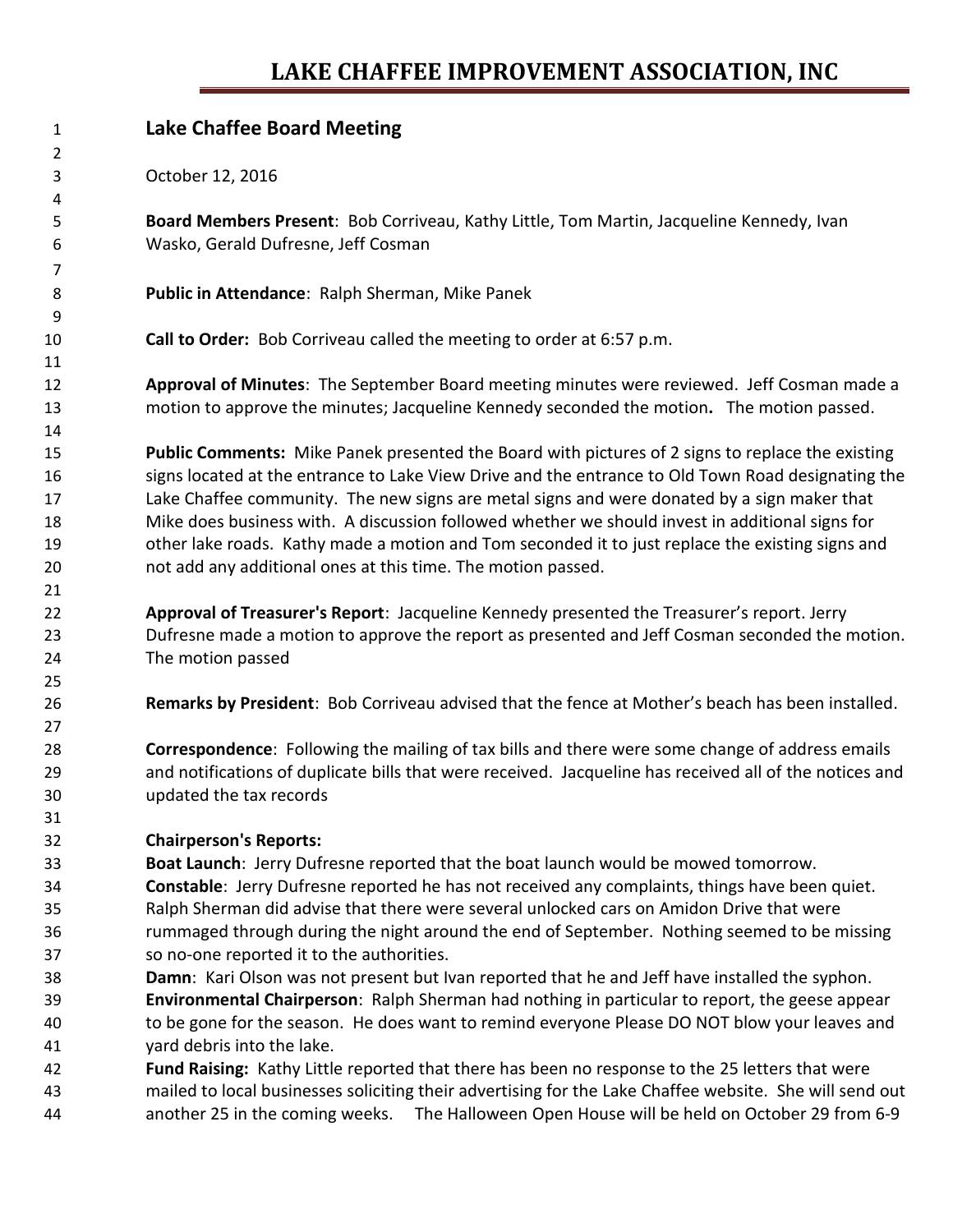# LAKE CHAFFEE IMPROVEMENT ASSOCIATION, INC

## Lake Chaffee Board Meeting

October 12, 2016

**Board Members Present**: Bob Corriveau, Kathy Little, Tom Martin, Jacqueline Kennedy, Ivan Wasko, Gerald Dufresne, Jeff Cosman

**Public in Attendance**: Ralph Sherman, Mike Panek

**Call to Order:** Bob Corriveau called the meeting to order at 6:57 p.m.

**Approval of Minutes**: The September Board meeting minutes were reviewed. Jeff Cosman made a motion to approve the minutes; Jacqueline Kennedy seconded the motion**.** The motion passed.

**Public Comments:** Mike Panek presented the Board with pictures of 2 signs to replace the existing signs located at the entrance to Lake View Drive and the entrance to Old Town Road designating the Lake Chaffee community. The new signs are metal signs and were donated by a sign maker that Mike does business with. A discussion followed whether we should invest in additional signs for other lake roads. Kathy made a motion and Tom seconded it to just replace the existing signs and not add any additional ones at this time. The motion passed.

**Approval of Treasurer's Report**: Jacqueline Kennedy presented the Treasurer's report. Jerry Dufresne made a motion to approve the report as presented and Jeff Cosman seconded the motion. The motion passed

**Remarks by President**: Bob Corriveau advised that the fence at Mother's beach has been installed.

**Correspondence**: Following the mailing of tax bills and there were some change of address emails and notifications of duplicate bills that were received. Jacqueline has received all of the notices and updated the tax records

**Chairperson's Reports:**

**Boat Launch**: Jerry Dufresne reported that the boat launch would be mowed tomorrow.

**Constable**: Jerry Dufresne reported he has not received any complaints, things have been quiet. Ralph Sherman did advise that there were several unlocked cars on Amidon Drive that were rummaged through during the night around the end of September. Nothing seemed to be missing so no-one reported it to the authorities.

**Damn**: Kari Olson was not present but Ivan reported that he and Jeff have installed the syphon.

**Environmental Chairperson**: Ralph Sherman had nothing in particular to report, the geese appear to be gone for the season. He does want to remind everyone Please DO NOT blow your leaves and yard debris into the lake.

**Fund Raising:** Kathy Little reported that there has been no response to the 25 letters that were mailed to local businesses soliciting their advertising for the Lake Chaffee website. She will send out another 25 in the coming weeks. The Halloween Open House will be held on October 29 from 6-9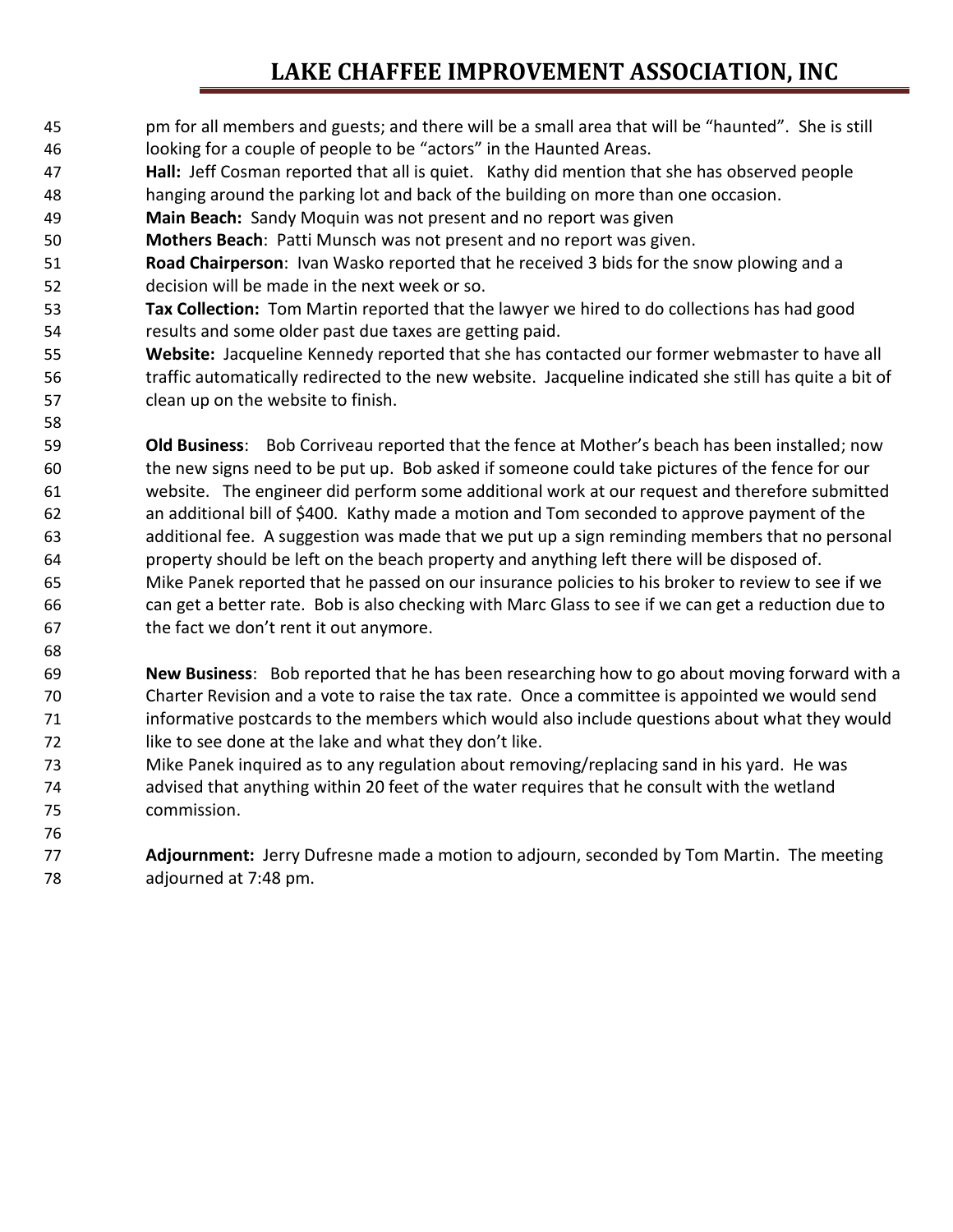pm for all members and guests; and there will be a small area that will be "haunted". She is still looking for a couple of people to be "actors" in the Haunted Areas.

**Hall:** Jeff Cosman reported that all is quiet. Kathy did mention that she has observed people hanging around the parking lot and back of the building on more than one occasion.

**Main Beach:** Sandy Moquin was not present and no report was given

**Mothers Beach**: Patti Munsch was not present and no report was given.

**Road Chairperson**: Ivan Wasko reported that he received 3 bids for the snow plowing and a decision will be made in the next week or so.

**Tax Collection:** Tom Martin reported that the lawyer we hired to do collections has had good results and some older past due taxes are getting paid.

**Website:** Jacqueline Kennedy reported that she has contacted our former webmaster to have all traffic automatically redirected to the new website. Jacqueline indicated she still has quite a bit of clean up on the website to finish.

**Old Business**: Bob Corriveau reported that the fence at Mother's beach has been installed; now the new signs need to be put up. Bob asked if someone could take pictures of the fence for our website. The engineer did perform some additional work at our request and therefore submitted an additional bill of $400. Kathy made a motion and Tom seconded to approve payment of the additional fee. A suggestion was made that we put up a sign reminding members that no personal property should be left on the beach property and anything left there will be disposed of.
Mike Panek reported that he passed on our insurance policies to his broker to review to see if we can get a better rate. Bob is also checking with Marc Glass to see if we can get a reduction due to the fact we don't rent it out anymore.

**New Business**: Bob reported that he has been researching how to go about moving forward with a Charter Revision and a vote to raise the tax rate. Once a committee is appointed we would send informative postcards to the members which would also include questions about what they would like to see done at the lake and what they don't like.
Mike Panek inquired as to any regulation about removing/replacing sand in his yard. He was advised that anything within 20 feet of the water requires that he consult with the wetland commission.

**Adjournment:** Jerry Dufresne made a motion to adjourn, seconded by Tom Martin. The meeting adjourned at 7:48 pm.